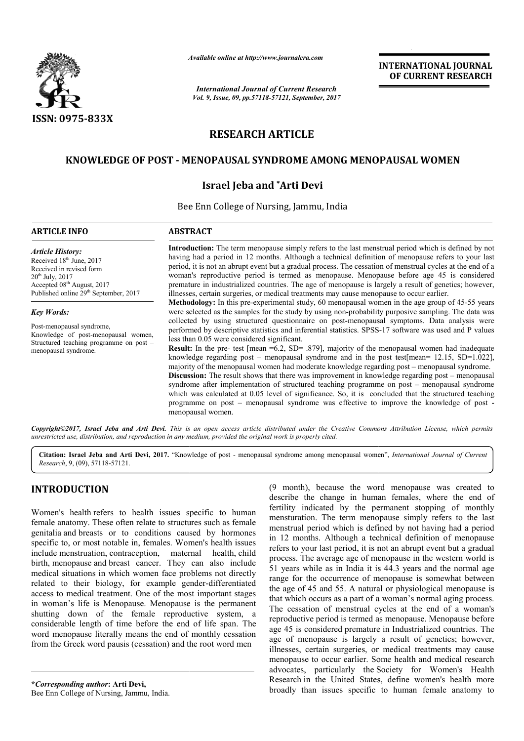ISSN: 0975-833X

*Available online at http://www.journalcra.com*

*International Journal of Current Research*
*Vol. 9, Issue, 09, pp.57118-57121, September, 2017*

**INTERNATIONAL JOURNAL OF CURRENT RESEARCH**

## RESEARCH ARTICLE

# KNOWLEDGE OF POST - MENOPAUSAL SYNDROME AMONG MENOPAUSAL WOMEN

**Israel Jeba and \*Arti Devi**

Bee Enn College of Nursing, Jammu, India

### ARTICLE INFO

***Article History:***
Received 18th June, 2017
Received in revised form 20th July, 2017
Accepted 08th August, 2017
Published online 29th September, 2017

***Key Words:***
Post-menopausal syndrome, Knowledge of post-menopausal women, Structured teaching programme on post – menopausal syndrome.

### ABSTRACT

**Introduction:** The term menopause simply refers to the last menstrual period which is defined by not having had a period in 12 months. Although a technical definition of menopause refers to your last period, it is not an abrupt event but a gradual process. The cessation of menstrual cycles at the end of a woman's reproductive period is termed as menopause. Menopause before age 45 is considered premature in industrialized countries. The age of menopause is largely a result of genetics; however, illnesses, certain surgeries, or medical treatments may cause menopause to occur earlier.

**Methodology:** In this pre-experimental study, 60 menopausal women in the age group of 45-55 years were selected as the samples for the study by using non-probability purposive sampling. The data was collected by using structured questionnaire on post-menopausal symptoms. Data analysis were performed by descriptive statistics and inferential statistics. SPSS-17 software was used and P values less than 0.05 were considered significant.

**Result:** In the pre- test [mean =6.2, SD= .879], majority of the menopausal women had inadequate knowledge regarding post – menopausal syndrome and in the post test[mean= 12.15, SD=1.022], majority of the menopausal women had moderate knowledge regarding post – menopausal syndrome.

**Discussion:** The result shows that there was improvement in knowledge regarding post – menopausal syndrome after implementation of structured teaching programme on post – menopausal syndrome which was calculated at 0.05 level of significance. So, it is concluded that the structured teaching programme on post – menopausal syndrome was effective to improve the knowledge of post - menopausal women.

*Copyright©2017, Israel Jeba and Arti Devi. This is an open access article distributed under the Creative Commons Attribution License, which permits unrestricted use, distribution, and reproduction in any medium, provided the original work is properly cited.*

**Citation: Israel Jeba and Arti Devi, 2017.** "Knowledge of post - menopausal syndrome among menopausal women", *International Journal of Current Research*, 9, (09), 57118-57121.

## INTRODUCTION

Women's health refers to health issues specific to human female anatomy. These often relate to structures such as female genitalia and breasts or to conditions caused by hormones specific to, or most notable in, females. Women's health issues include menstruation, contraception, maternal health, child birth, menopause and breast cancer. They can also include medical situations in which women face problems not directly related to their biology, for example gender-differentiated access to medical treatment. One of the most important stages in woman's life is Menopause. Menopause is the permanent shutting down of the female reproductive system, a considerable length of time before the end of life span. The word menopause literally means the end of monthly cessation from the Greek word pausis (cessation) and the root word men (9 month), because the word menopause was created to describe the change in human females, where the end of fertility indicated by the permanent stopping of monthly mensturation. The term menopause simply refers to the last menstrual period which is defined by not having had a period in 12 months. Although a technical definition of menopause refers to your last period, it is not an abrupt event but a gradual process. The average age of menopause in the western world is 51 years while as in India it is 44.3 years and the normal age range for the occurrence of menopause is somewhat between the age of 45 and 55. A natural or physiological menopause is that which occurs as a part of a woman's normal aging process. The cessation of menstrual cycles at the end of a woman's reproductive period is termed as menopause. Menopause before age 45 is considered premature in Industrialized countries. The age of menopause is largely a result of genetics; however, illnesses, certain surgeries, or medical treatments may cause menopause to occur earlier. Some health and medical research advocates, particularly the Society for Women's Health Research in the United States, define women's health more broadly than issues specific to human female anatomy to

**\*Corresponding author: Arti Devi,**
Bee Enn College of Nursing, Jammu, India.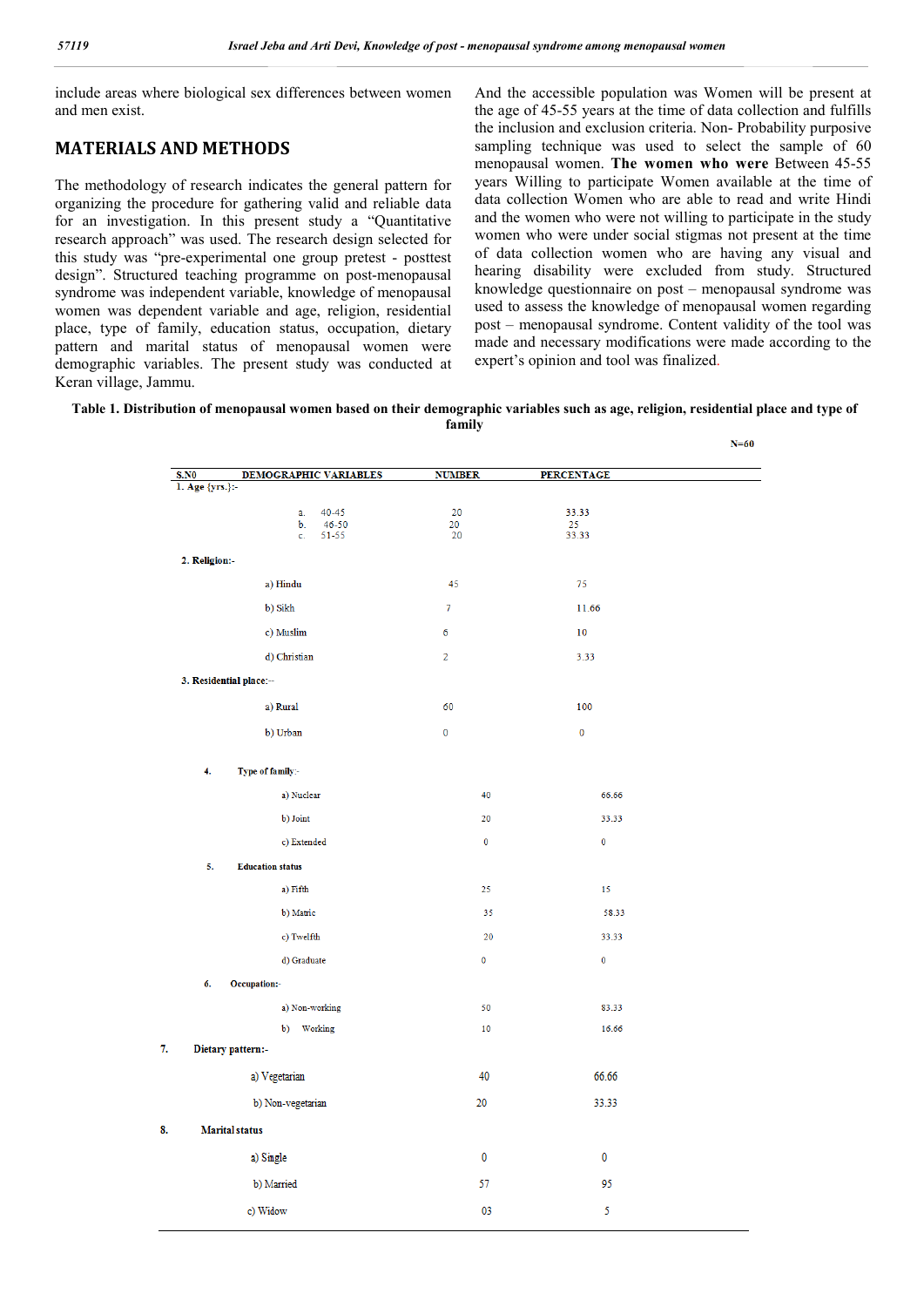include areas where biological sex differences between women and men exist.

## MATERIALS AND METHODS

The methodology of research indicates the general pattern for organizing the procedure for gathering valid and reliable data for an investigation. In this present study a "Quantitative research approach" was used. The research design selected for this study was "pre-experimental one group pretest - posttest design". Structured teaching programme on post-menopausal syndrome was independent variable, knowledge of menopausal women was dependent variable and age, religion, residential place, type of family, education status, occupation, dietary pattern and marital status of menopausal women were demographic variables. The present study was conducted at Keran village, Jammu. And the accessible population was Women will be present at the age of 45-55 years at the time of data collection and fulfills the inclusion and exclusion criteria. Non- Probability purposive sampling technique was used to select the sample of 60 menopausal women. **The women who were** Between 45-55 years Willing to participate Women available at the time of data collection Women who are able to read and write Hindi and the women who were not willing to participate in the study women who were under social stigmas not present at the time of data collection women who are having any visual and hearing disability were excluded from study. Structured knowledge questionnaire on post – menopausal syndrome was used to assess the knowledge of menopausal women regarding post – menopausal syndrome. Content validity of the tool was made and necessary modifications were made according to the expert's opinion and tool was finalized.

**Table 1. Distribution of menopausal women based on their demographic variables such as age, religion, residential place and type of family**

N=60

| S.NO | DEMOGRAPHIC VARIABLES | NUMBER | PERCENTAGE |
|---|---|---|---|
| 1. | **Age {yrs.}:-** | | |
| | a. 40-45 | 20 | 33.33 |
| | b. 46-50 | 20 | 25 |
| | c. 51-55 | 20 | 33.33 |
| 2. | **Religion:-** | | |
| | a) Hindu | 45 | 75 |
| | b) Sikh | 7 | 11.66 |
| | c) Muslim | 6 | 10 |
| | d) Christian | 2 | 3.33 |
| 3. | **Residential place:--** | | |
| | a) Rural | 60 | 100 |
| | b) Urban | 0 | 0 |
| 4. | **Type of family:-** | | |
| | a) Nuclear | 40 | 66.66 |
| | b) Joint | 20 | 33.33 |
| | c) Extended | 0 | 0 |
| 5. | **Education status** | | |
| | a) Fifth | 25 | 15 |
| | b) Matric | 35 | 58.33 |
| | c) Twelfth | 20 | 33.33 |
| | d) Graduate | 0 | 0 |
| 6. | **Occupation:-** | | |
| | a) Non-working | 50 | 83.33 |
| | b) Working | 10 | 16.66 |
| 7. | **Dietary pattern:-** | | |
| | a) Vegetarian | 40 | 66.66 |
| | b) Non-vegetarian | 20 | 33.33 |
| 8. | **Marital status** | | |
| | a) Single | 0 | 0 |
| | b) Married | 57 | 95 |
| | c) Widow | 03 | 5 |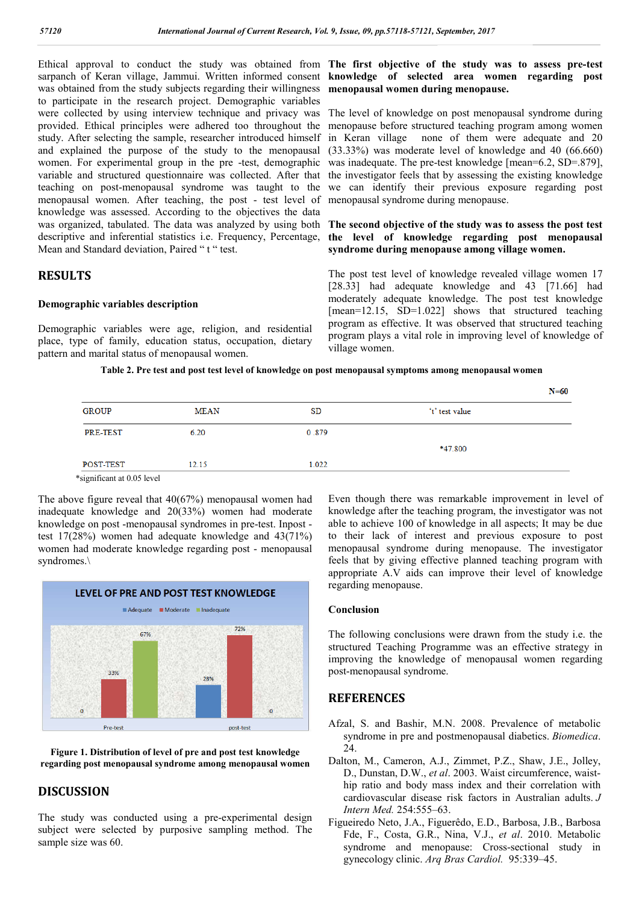Ethical approval to conduct the study was obtained from sarpanch of Keran village, Jammui. Written informed consent was obtained from the study subjects regarding their willingness to participate in the research project. Demographic variables were collected by using interview technique and privacy was provided. Ethical principles were adhered too throughout the study. After selecting the sample, researcher introduced himself and explained the purpose of the study to the menopausal women. For experimental group in the pre -test, demographic variable and structured questionnaire was collected. After that teaching on post-menopausal syndrome was taught to the menopausal women. After teaching, the post - test level of knowledge was assessed. According to the objectives the data was organized, tabulated. The data was analyzed by using both descriptive and inferential statistics i.e. Frequency, Percentage, Mean and Standard deviation, Paired " t " test.

## RESULTS

### Demographic variables description

Demographic variables were age, religion, and residential place, type of family, education status, occupation, dietary pattern and marital status of menopausal women.

**The first objective of the study was to assess pre-test knowledge of selected area women regarding post menopausal women during menopause.**

The level of knowledge on post menopausal syndrome during menopause before structured teaching program among women in Keran village none of them were adequate and 20 (33.33%) was moderate level of knowledge and 40 (66.660) was inadequate. The pre-test knowledge [mean=6.2, SD=.879], the investigator feels that by assessing the existing knowledge we can identify their previous exposure regarding post menopausal syndrome during menopause.

**The second objective of the study was to assess the post test the level of knowledge regarding post menopausal syndrome during menopause among village women.**

The post test level of knowledge revealed village women 17 [28.33] had adequate knowledge and 43 [71.66] had moderately adequate knowledge. The post test knowledge [mean=12.15, SD=1.022] shows that structured teaching program as effective. It was observed that structured teaching program plays a vital role in improving level of knowledge of village women.

**Table 2. Pre test and post test level of knowledge on post menopausal symptoms among menopausal women**

N=60

| GROUP | MEAN | SD | 't' test value |
|---|---|---|---|
| PRE-TEST | 6.20 | 0 .879 | *47.800 |
| POST-TEST | 12.15 | 1.022 | |

*significant at 0.05 level

The above figure reveal that 40(67%) menopausal women had inadequate knowledge and 20(33%) women had moderate knowledge on post -menopausal syndromes in pre-test. Inpost - test 17(28%) women had adequate knowledge and 43(71%) women had moderate knowledge regarding post - menopausal syndromes.\

**Figure 1. Distribution of level of pre and post test knowledge regarding post menopausal syndrome among menopausal women**

## DISCUSSION

The study was conducted using a pre-experimental design subject were selected by purposive sampling method. The sample size was 60.

Even though there was remarkable improvement in level of knowledge after the teaching program, the investigator was not able to achieve 100 of knowledge in all aspects; It may be due to their lack of interest and previous exposure to post menopausal syndrome during menopause. The investigator feels that by giving effective planned teaching program with appropriate A.V aids can improve their level of knowledge regarding menopause.

### Conclusion

The following conclusions were drawn from the study i.e. the structured Teaching Programme was an effective strategy in improving the knowledge of menopausal women regarding post-menopausal syndrome.

## REFERENCES

Afzal, S. and Bashir, M.N. 2008. Prevalence of metabolic syndrome in pre and postmenopausal diabetics. *Biomedica*. 24.

Dalton, M., Cameron, A.J., Zimmet, P.Z., Shaw, J.E., Jolley, D., Dunstan, D.W., *et al*. 2003. Waist circumference, waist-hip ratio and body mass index and their correlation with cardiovascular disease risk factors in Australian adults. *J Intern Med.* 254:555–63.

Figueiredo Neto, J.A., Figuerêdo, E.D., Barbosa, J.B., Barbosa Fde, F., Costa, G.R., Nina, V.J., *et al*. 2010. Metabolic syndrome and menopause: Cross-sectional study in gynecology clinic. *Arq Bras Cardiol.* 95:339–45.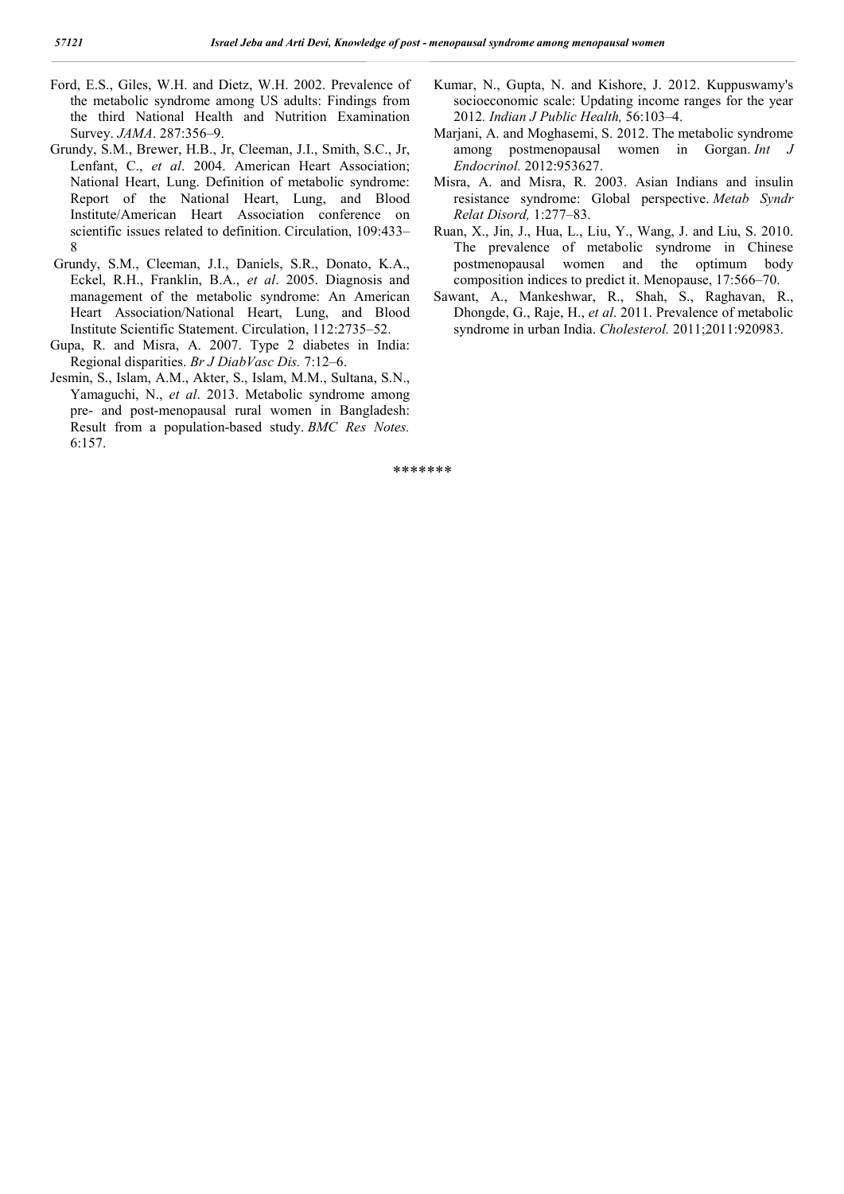Ford, E.S., Giles, W.H. and Dietz, W.H. 2002. Prevalence of the metabolic syndrome among US adults: Findings from the third National Health and Nutrition Examination Survey. *JAMA*. 287:356–9.

Grundy, S.M., Brewer, H.B., Jr, Cleeman, J.I., Smith, S.C., Jr, Lenfant, C., *et al*. 2004. American Heart Association; National Heart, Lung. Definition of metabolic syndrome: Report of the National Heart, Lung, and Blood Institute/American Heart Association conference on scientific issues related to definition. Circulation, 109:433–8

Grundy, S.M., Cleeman, J.I., Daniels, S.R., Donato, K.A., Eckel, R.H., Franklin, B.A., *et al*. 2005. Diagnosis and management of the metabolic syndrome: An American Heart Association/National Heart, Lung, and Blood Institute Scientific Statement. Circulation, 112:2735–52.

Gupa, R. and Misra, A. 2007. Type 2 diabetes in India: Regional disparities. *Br J DiabVasc Dis.* 7:12–6.

Jesmin, S., Islam, A.M., Akter, S., Islam, M.M., Sultana, S.N., Yamaguchi, N., *et al*. 2013. Metabolic syndrome among pre- and post-menopausal rural women in Bangladesh: Result from a population-based study. *BMC Res Notes.* 6:157.

Kumar, N., Gupta, N. and Kishore, J. 2012. Kuppuswamy's socioeconomic scale: Updating income ranges for the year 2012*. Indian J Public Health,* 56:103–4.

Marjani, A. and Moghasemi, S. 2012. The metabolic syndrome among postmenopausal women in Gorgan. *Int J Endocrinol.* 2012:953627.

Misra, A. and Misra, R. 2003. Asian Indians and insulin resistance syndrome: Global perspective. *Metab Syndr Relat Disord,* 1:277–83.

Ruan, X., Jin, J., Hua, L., Liu, Y., Wang, J. and Liu, S. 2010. The prevalence of metabolic syndrome in Chinese postmenopausal women and the optimum body composition indices to predict it. Menopause, 17:566–70.

Sawant, A., Mankeshwar, R., Shah, S., Raghavan, R., Dhongde, G., Raje, H., *et al*. 2011. Prevalence of metabolic syndrome in urban India. *Cholesterol.* 2011;2011:920983.

*******